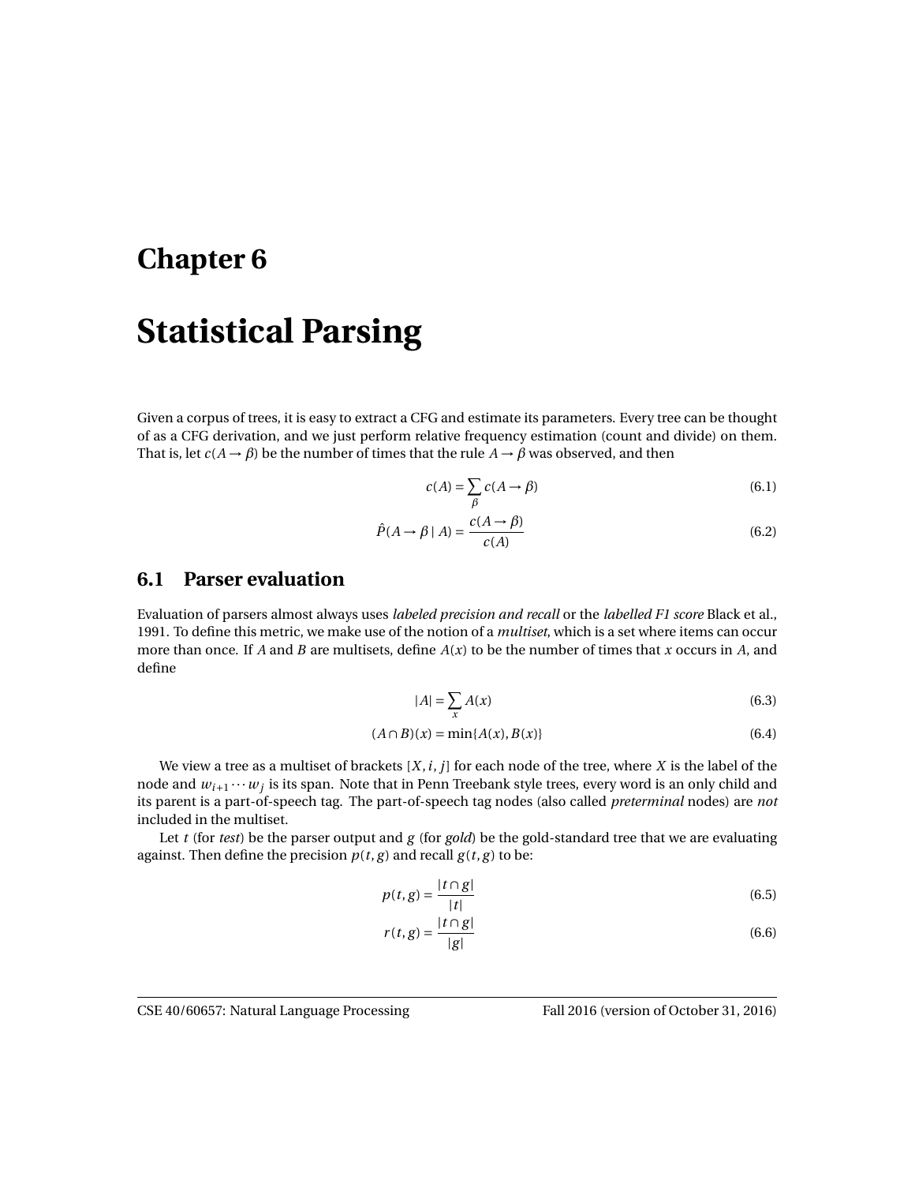# Chapter 6

# Statistical Parsing

Given a corpus of trees, it is easy to extract a CFG and estimate its parameters. Every tree can be thought of as a CFG derivation, and we just perform relative frequency estimation (count and divide) on them. That is, let $c(A \rightarrow \beta)$ be the number of times that the rule $A \rightarrow \beta$ was observed, and then

$$c(A) = \sum_{\beta} c(A \rightarrow \beta) \tag{6.1}$$

$$\hat{P}(A \rightarrow \beta \mid A) = \frac{c(A \rightarrow \beta)}{c(A)} \tag{6.2}$$

## 6.1 Parser evaluation

Evaluation of parsers almost always uses *labeled precision and recall* or the *labelled F1 score* Black et al., 1991. To define this metric, we make use of the notion of a *multiset*, which is a set where items can occur more than once. If $A$ and $B$ are multisets, define $A(x)$ to be the number of times that $x$ occurs in $A$, and define

$$|A| = \sum_{x} A(x) \tag{6.3}$$

$$(A \cap B)(x) = \min\{A(x), B(x)\} \tag{6.4}$$

We view a tree as a multiset of brackets $[X, i, j]$ for each node of the tree, where $X$ is the label of the node and $w_{i+1} \cdots w_j$ is its span. Note that in Penn Treebank style trees, every word is an only child and its parent is a part-of-speech tag. The part-of-speech tag nodes (also called *preterminal* nodes) are *not* included in the multiset.

Let $t$ (for *test*) be the parser output and $g$ (for *gold*) be the gold-standard tree that we are evaluating against. Then define the precision $p(t, g)$ and recall $g(t, g)$ to be:

$$p(t, g) = \frac{|t \cap g|}{|t|} \tag{6.5}$$

$$r(t, g) = \frac{|t \cap g|}{|g|} \tag{6.6}$$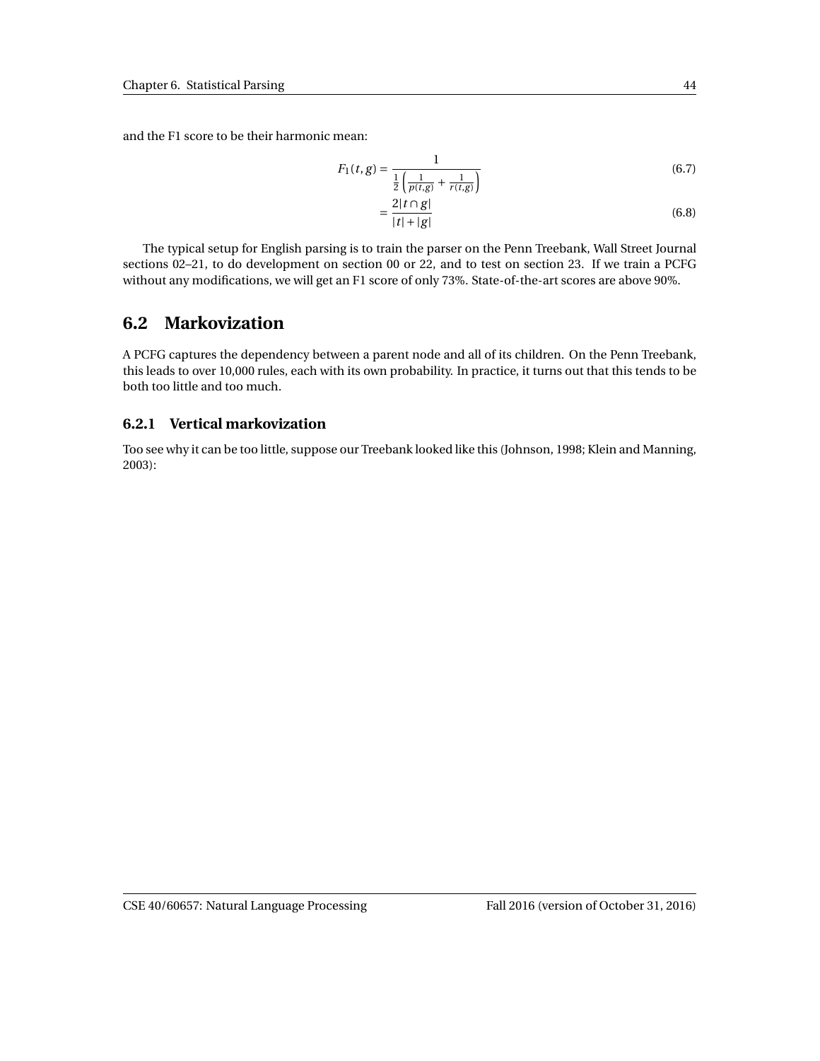and the F1 score to be their harmonic mean:

$$F_1(t,g) = \frac{1}{\frac{1}{2}\left(\frac{1}{p(t,g)} + \frac{1}{r(t,g)}\right)} \tag{6.7}$$

$$= \frac{2|t \cap g|}{|t| + |g|} \tag{6.8}$$

The typical setup for English parsing is to train the parser on the Penn Treebank, Wall Street Journal sections 02–21, to do development on section 00 or 22, and to test on section 23. If we train a PCFG without any modifications, we will get an F1 score of only 73%. State-of-the-art scores are above 90%.

## 6.2 Markovization

A PCFG captures the dependency between a parent node and all of its children. On the Penn Treebank, this leads to over 10,000 rules, each with its own probability. In practice, it turns out that this tends to be both too little and too much.

### 6.2.1 Vertical markovization

Too see why it can be too little, suppose our Treebank looked like this (Johnson, 1998; Klein and Manning, 2003):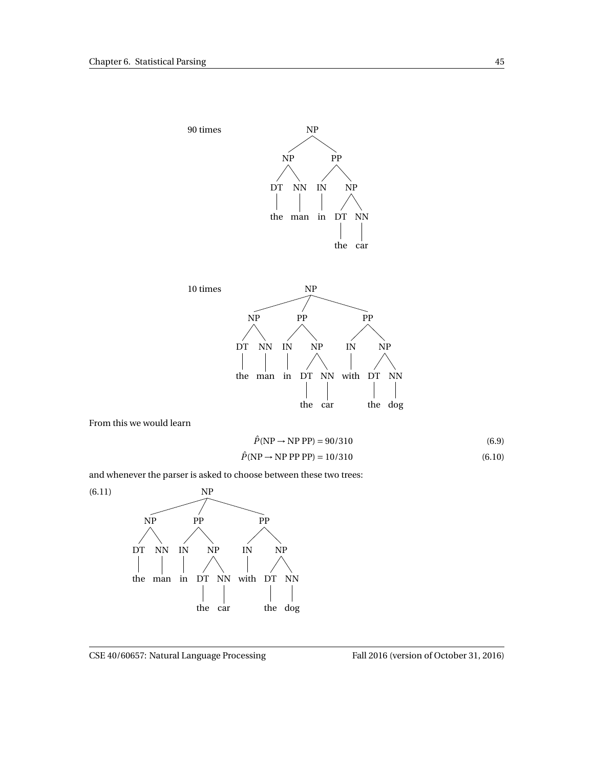90 times

```
NP
├── NP
│   ├── DT — the
│   └── NN — man
└── PP
    ├── IN — in
    └── NP
        ├── DT — the
        └── NN — car
```

10 times

```
NP
├── NP
│   ├── DT — the
│   └── NN — man
├── PP
│   ├── IN — in
│   └── NP
│       ├── DT — the
│       └── NN — car
└── PP
    ├── IN — with
    └── NP
        ├── DT — the
        └── NN — dog
```

From this we would learn

$$\hat{P}(\text{NP} \rightarrow \text{NP PP}) = 90/310 \tag{6.9}$$

$$\hat{P}(\text{NP} \rightarrow \text{NP PP PP}) = 10/310 \tag{6.10}$$

and whenever the parser is asked to choose between these two trees:

(6.11)

```
NP
├── NP
│   ├── DT — the
│   └── NN — man
├── PP
│   ├── IN — in
│   └── NP
│       ├── DT — the
│       └── NN — car
└── PP
    ├── IN — with
    └── NP
        ├── DT — the
        └── NN — dog
```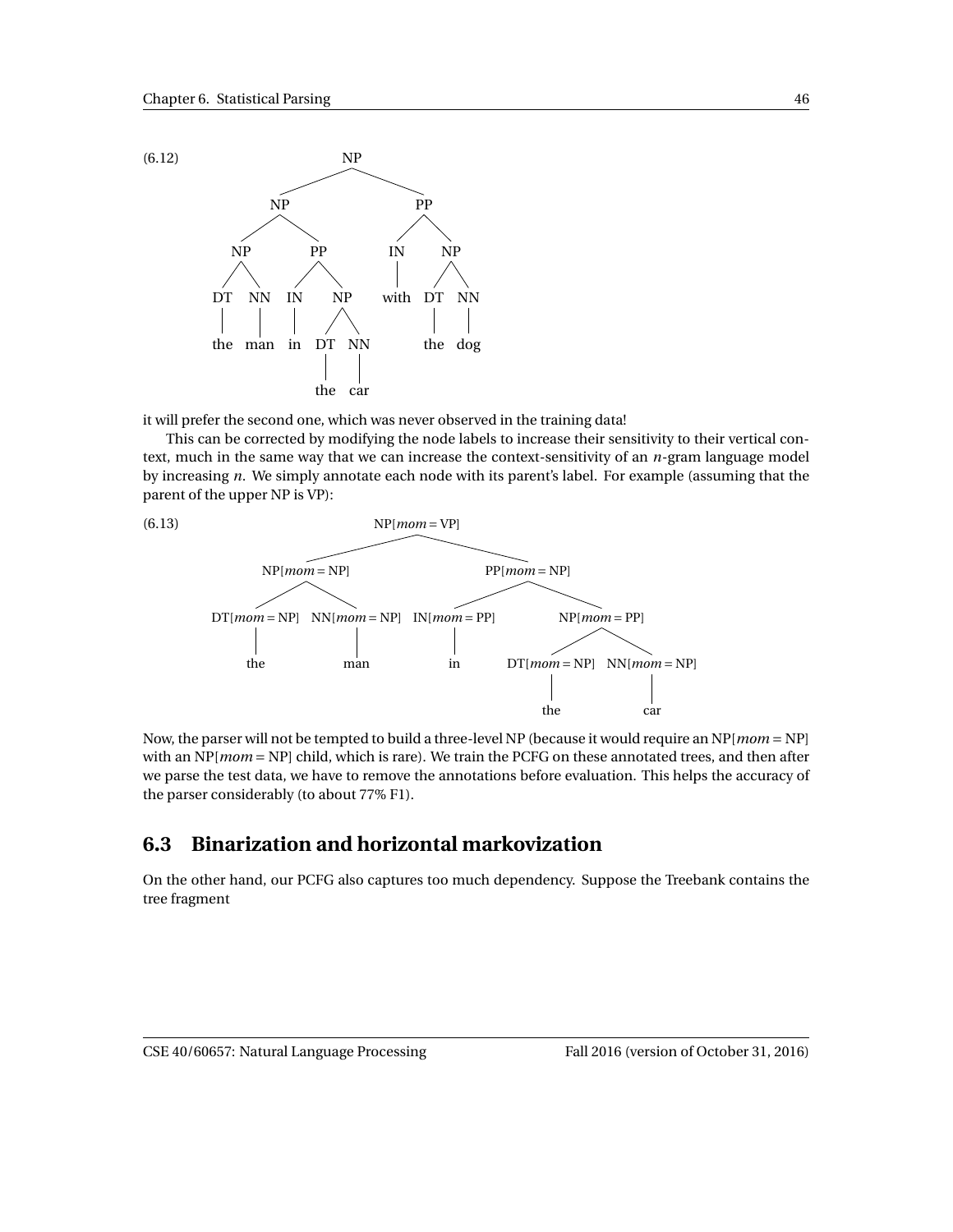(6.12)

```
                    NP
           ┌────────┴────────┐
           NP                PP
      ┌────┴────┐        ┌───┴───┐
      NP        PP       IN      NP
    ┌─┴─┐    ┌──┴──┐     │     ┌─┴─┐
    DT  NN   IN    NP   with   DT  NN
    │   │    │   ┌─┴─┐         │   │
   the man   in  DT  NN       the dog
                 │   │
                the car
```

it will prefer the second one, which was never observed in the training data!

This can be corrected by modifying the node labels to increase their sensitivity to their vertical context, much in the same way that we can increase the context-sensitivity of an $n$-gram language model by increasing $n$. We simply annotate each node with its parent's label. For example (assuming that the parent of the upper NP is VP):

(6.13)

```
                              NP[mom=VP]
                  ┌───────────────┴───────────────┐
             NP[mom=NP]                       PP[mom=NP]
          ┌──────┴──────┐               ┌────────┴────────┐
     DT[mom=NP]    NN[mom=NP]      IN[mom=PP]         NP[mom=PP]
          │             │               │            ┌─────┴─────┐
         the           man              in      DT[mom=NP]  NN[mom=NP]
                                                     │           │
                                                    the         car
```

Now, the parser will not be tempted to build a three-level NP (because it would require an NP[*mom* = NP] with an NP[*mom* = NP] child, which is rare). We train the PCFG on these annotated trees, and then after we parse the test data, we have to remove the annotations before evaluation. This helps the accuracy of the parser considerably (to about 77% F1).

## 6.3 Binarization and horizontal markovization

On the other hand, our PCFG also captures too much dependency. Suppose the Treebank contains the tree fragment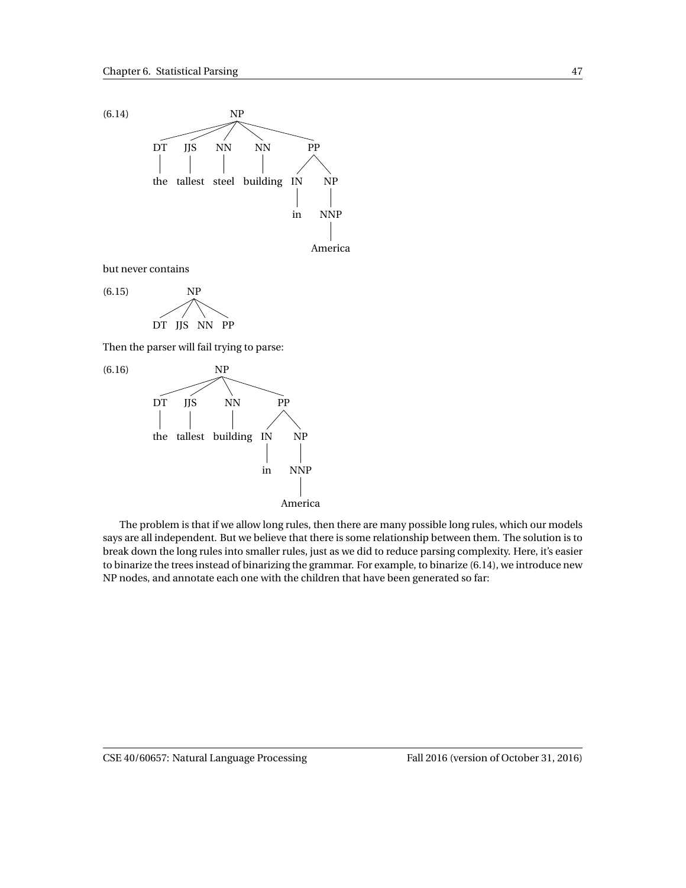(6.14)

```
                NP
   ┌──────┬─────┼──────┬──────────┐
   DT    JJS    NN     NN         PP
   |      |     |      |        ┌──┴──┐
  the  tallest steel building   IN    NP
                                 |     |
                                 in   NNP
                                       |
                                    America
```

but never contains

(6.15)

```
        NP
   ┌───┬─┴─┬───┐
   DT JJS  NN  PP
```

Then the parser will fail trying to parse:

(6.16)

```
               NP
   ┌──────┬────┴────┬──────────┐
   DT    JJS       NN          PP
   |      |        |         ┌──┴──┐
  the  tallest  building     IN    NP
                              |     |
                              in   NNP
                                    |
                                 America
```

The problem is that if we allow long rules, then there are many possible long rules, which our models says are all independent. But we believe that there is some relationship between them. The solution is to break down the long rules into smaller rules, just as we did to reduce parsing complexity. Here, it's easier to binarize the trees instead of binarizing the grammar. For example, to binarize (6.14), we introduce new NP nodes, and annotate each one with the children that have been generated so far: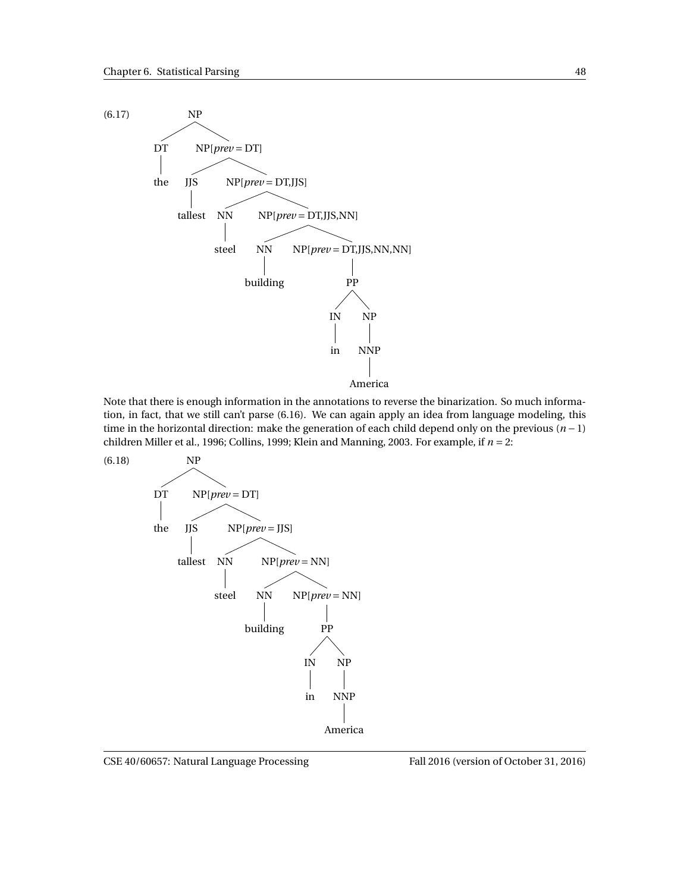(6.17)

```
NP
├── DT
│   └── the
└── NP[prev = DT]
    ├── JJS
    │   └── tallest
    └── NP[prev = DT,JJS]
        ├── NN
        │   └── steel
        └── NP[prev = DT,JJS,NN]
            ├── NN
            │   └── building
            └── NP[prev = DT,JJS,NN,NN]
                └── PP
                    ├── IN
                    │   └── in
                    └── NP
                        └── NNP
                            └── America
```

Note that there is enough information in the annotations to reverse the binarization. So much information, in fact, that we still can't parse (6.16). We can again apply an idea from language modeling, this time in the horizontal direction: make the generation of each child depend only on the previous $(n-1)$ children Miller et al., 1996; Collins, 1999; Klein and Manning, 2003. For example, if $n = 2$:

(6.18)

```
NP
├── DT
│   └── the
└── NP[prev = DT]
    ├── JJS
    │   └── tallest
    └── NP[prev = JJS]
        ├── NN
        │   └── steel
        └── NP[prev = NN]
            ├── NN
            │   └── building
            └── NP[prev = NN]
                └── PP
                    ├── IN
                    │   └── in
                    └── NP
                        └── NNP
                            └── America
```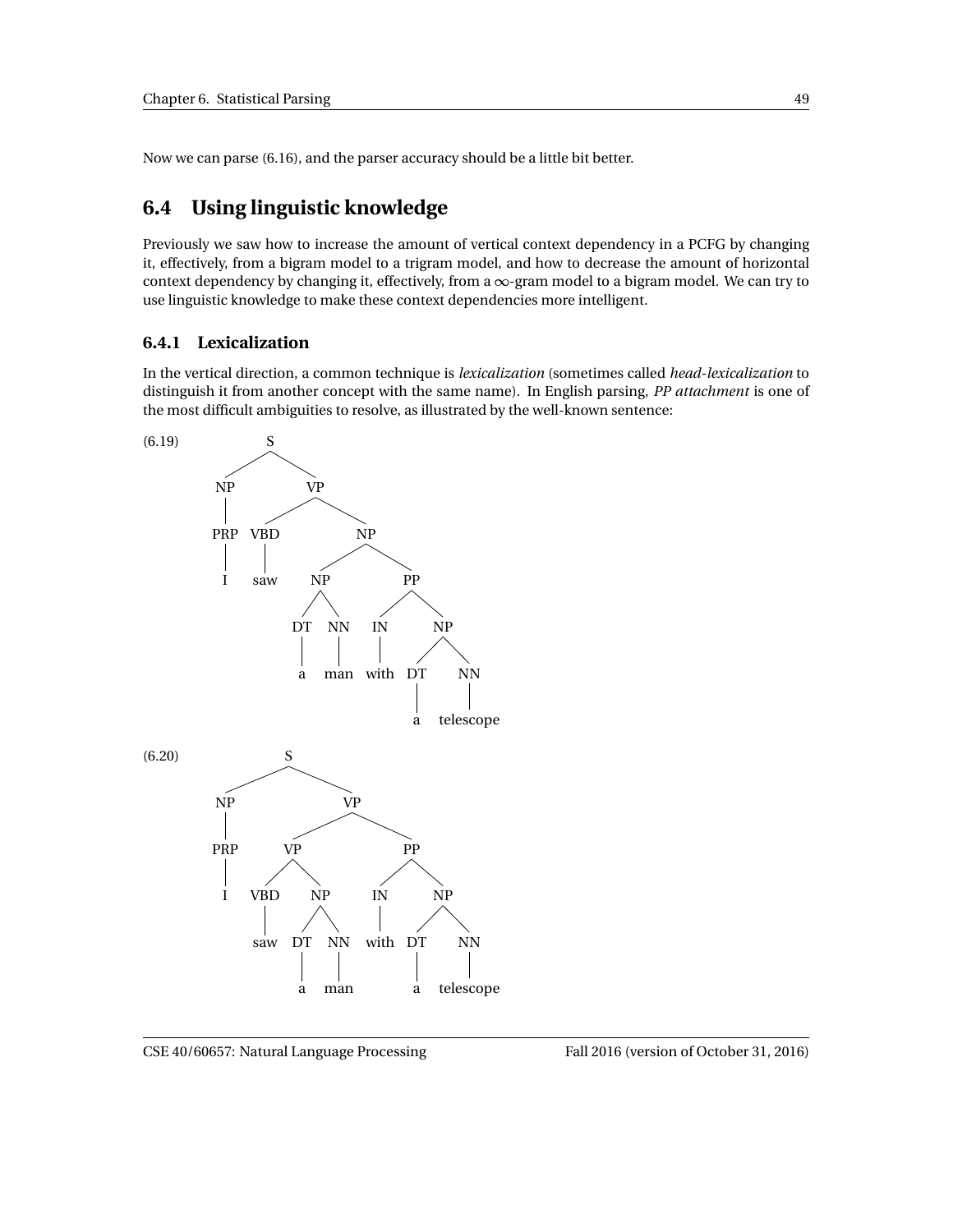Now we can parse (6.16), and the parser accuracy should be a little bit better.

## 6.4 Using linguistic knowledge

Previously we saw how to increase the amount of vertical context dependency in a PCFG by changing it, effectively, from a bigram model to a trigram model, and how to decrease the amount of horizontal context dependency by changing it, effectively, from a $\infty$-gram model to a bigram model. We can try to use linguistic knowledge to make these context dependencies more intelligent.

### 6.4.1 Lexicalization

In the vertical direction, a common technique is *lexicalization* (sometimes called *head-lexicalization* to distinguish it from another concept with the same name). In English parsing, *PP attachment* is one of the most difficult ambiguities to resolve, as illustrated by the well-known sentence:

(6.19)

```
(S (NP (PRP I))
   (VP (VBD saw)
       (NP (NP (DT a) (NN man))
           (PP (IN with)
               (NP (DT a) (NN telescope))))))
```

(6.20)

```
(S (NP (PRP I))
   (VP (VP (VBD saw)
           (NP (DT a) (NN man)))
       (PP (IN with)
           (NP (DT a) (NN telescope)))))
```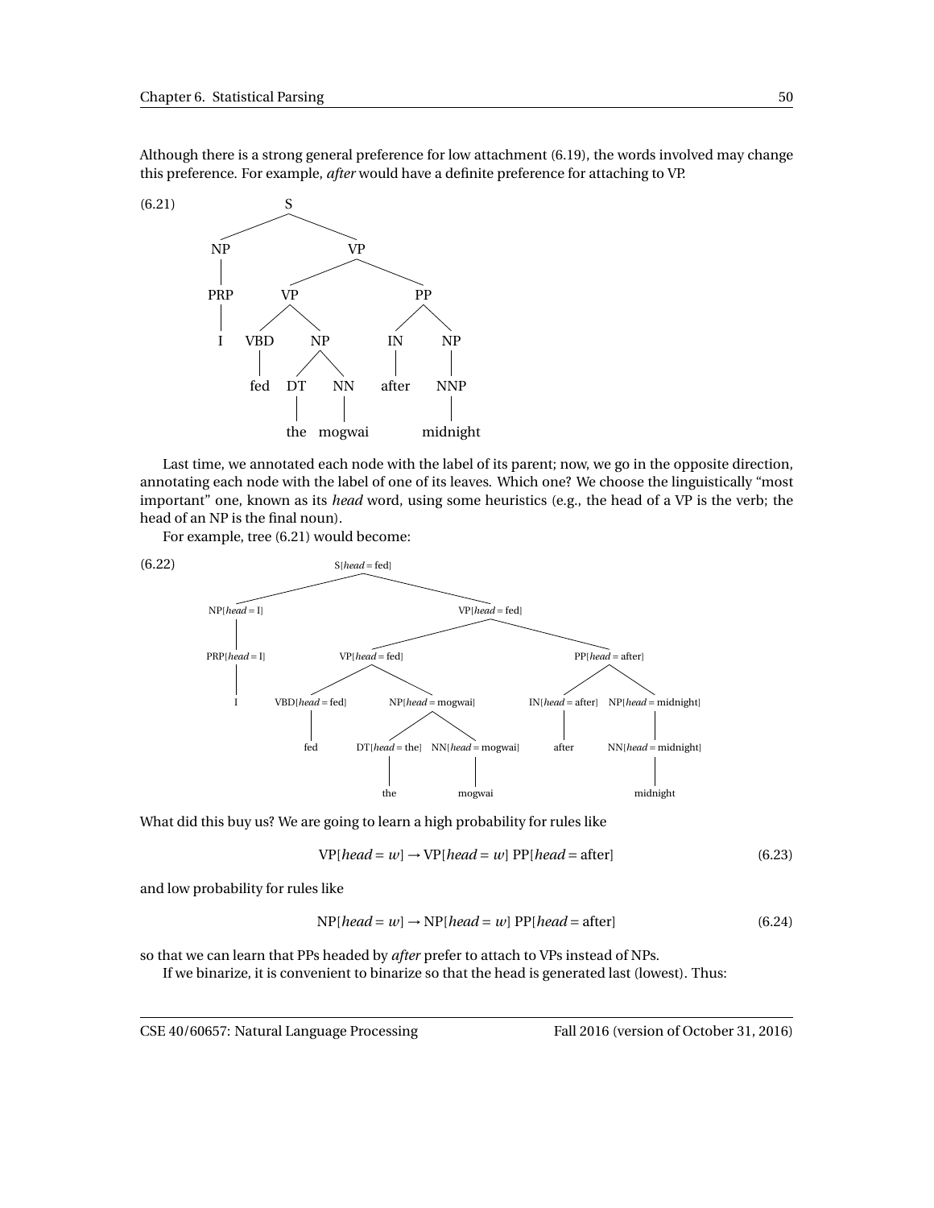Although there is a strong general preference for low attachment (6.19), the words involved may change this preference. For example, *after* would have a definite preference for attaching to VP.

(6.21)

```
(S
  (NP (PRP I))
  (VP
    (VP (VBD fed)
        (NP (DT the) (NN mogwai)))
    (PP (IN after)
        (NP (NNP midnight)))))
```

Last time, we annotated each node with the label of its parent; now, we go in the opposite direction, annotating each node with the label of one of its leaves. Which one? We choose the linguistically "most important" one, known as its *head* word, using some heuristics (e.g., the head of a VP is the verb; the head of an NP is the final noun).

For example, tree (6.21) would become:

(6.22)

```
(S[head=fed]
  (NP[head=I] (PRP[head=I] I))
  (VP[head=fed]
    (VP[head=fed]
      (VBD[head=fed] fed)
      (NP[head=mogwai]
        (DT[head=the] the)
        (NN[head=mogwai] mogwai)))
    (PP[head=after]
      (IN[head=after] after)
      (NP[head=midnight]
        (NN[head=midnight] midnight)))))
```

What did this buy us? We are going to learn a high probability for rules like

$$\text{VP}[\textit{head} = w] \rightarrow \text{VP}[\textit{head} = w] \ \text{PP}[\textit{head} = \text{after}] \tag{6.23}$$

and low probability for rules like

$$\text{NP}[\textit{head} = w] \rightarrow \text{NP}[\textit{head} = w] \ \text{PP}[\textit{head} = \text{after}] \tag{6.24}$$

so that we can learn that PPs headed by *after* prefer to attach to VPs instead of NPs.

If we binarize, it is convenient to binarize so that the head is generated last (lowest). Thus: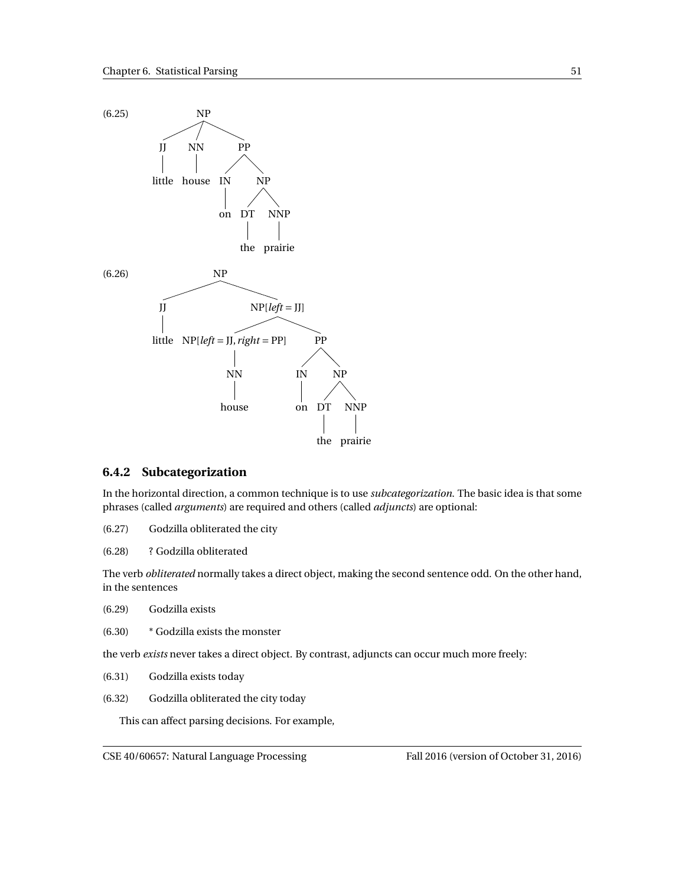(6.25)

```
NP
├── JJ
│   └── little
├── NN
│   └── house
└── PP
    ├── IN
    │   └── on
    └── NP
        ├── DT
        │   └── the
        └── NNP
            └── prairie
```

(6.26)

```
NP
├── JJ
│   └── little
└── NP[left = JJ]
    ├── NP[left = JJ, right = PP]
    │   └── NN
    │       └── house
    └── PP
        ├── IN
        │   └── on
        └── NP
            ├── DT
            │   └── the
            └── NNP
                └── prairie
```

### 6.4.2 Subcategorization

In the horizontal direction, a common technique is to use *subcategorization*. The basic idea is that some phrases (called *arguments*) are required and others (called *adjuncts*) are optional:

(6.27) Godzilla obliterated the city

(6.28) ? Godzilla obliterated

The verb *obliterated* normally takes a direct object, making the second sentence odd. On the other hand, in the sentences

(6.29) Godzilla exists

(6.30) * Godzilla exists the monster

the verb *exists* never takes a direct object. By contrast, adjuncts can occur much more freely:

(6.31) Godzilla exists today

(6.32) Godzilla obliterated the city today

This can affect parsing decisions. For example,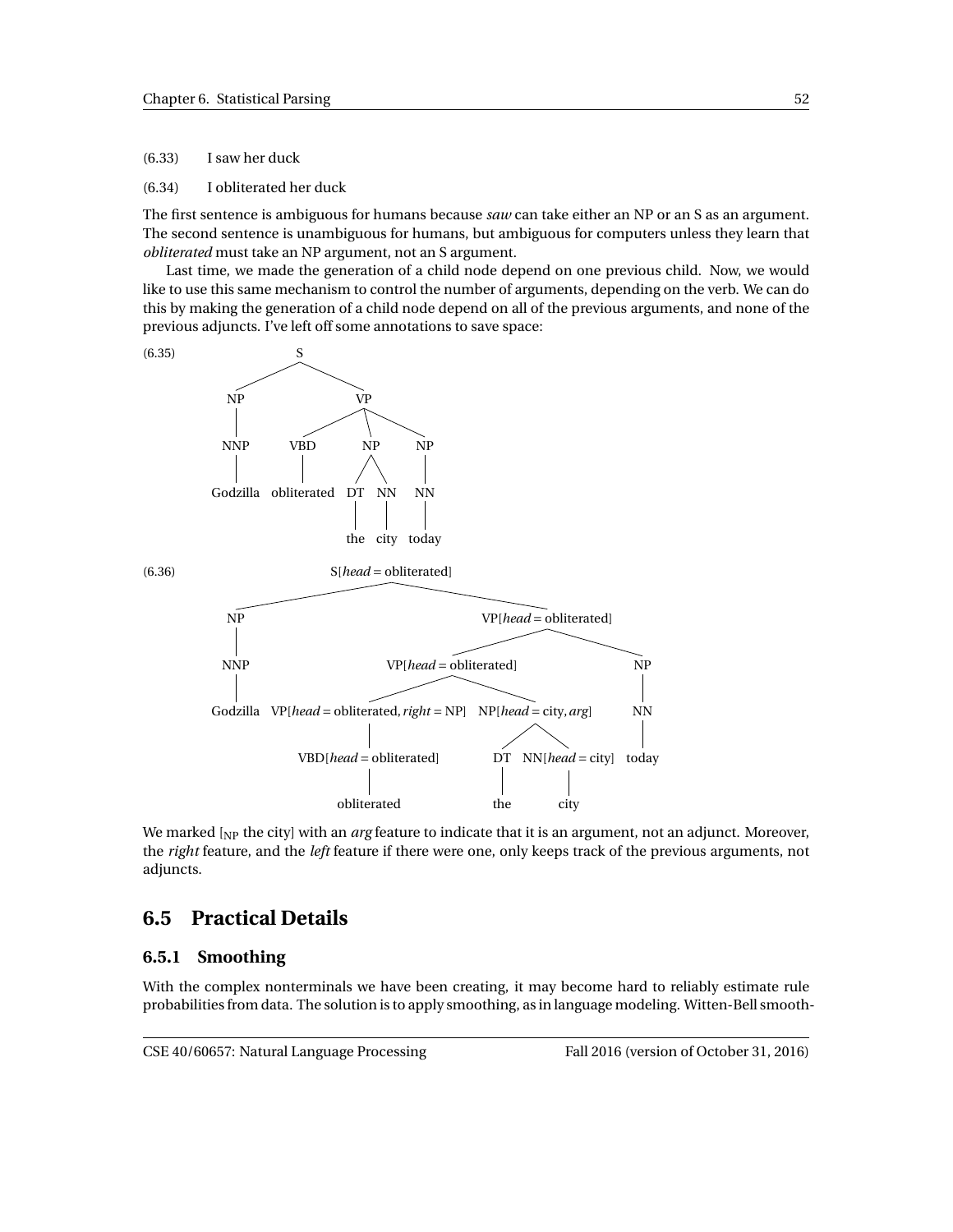(6.33) I saw her duck

(6.34) I obliterated her duck

The first sentence is ambiguous for humans because *saw* can take either an NP or an S as an argument. The second sentence is unambiguous for humans, but ambiguous for computers unless they learn that *obliterated* must take an NP argument, not an S argument.

Last time, we made the generation of a child node depend on one previous child. Now, we would like to use this same mechanism to control the number of arguments, depending on the verb. We can do this by making the generation of a child node depend on all of the previous arguments, and none of the previous adjuncts. I've left off some annotations to save space:

(6.35)

```
S
├── NP
│   └── NNP
│       └── Godzilla
└── VP
    ├── VBD
    │   └── obliterated
    ├── NP
    │   ├── DT
    │   │   └── the
    │   └── NN
    │       └── city
    └── NP
        └── NN
            └── today
```

(6.36)

```
S[head = obliterated]
├── NP
│   └── NNP
│       └── Godzilla
└── VP[head = obliterated]
    ├── VP[head = obliterated]
    │   ├── VP[head = obliterated, right = NP]
    │   │   └── VBD[head = obliterated]
    │   │       └── obliterated
    │   └── NP[head = city, arg]
    │       ├── DT
    │       │   └── the
    │       └── NN[head = city]
    │           └── city
    └── NP
        └── NN
            └── today
```

We marked [$_{\text{NP}}$ the city] with an *arg* feature to indicate that it is an argument, not an adjunct. Moreover, the *right* feature, and the *left* feature if there were one, only keeps track of the previous arguments, not adjuncts.

## 6.5 Practical Details

### 6.5.1 Smoothing

With the complex nonterminals we have been creating, it may become hard to reliably estimate rule probabilities from data. The solution is to apply smoothing, as in language modeling. Witten-Bell smooth-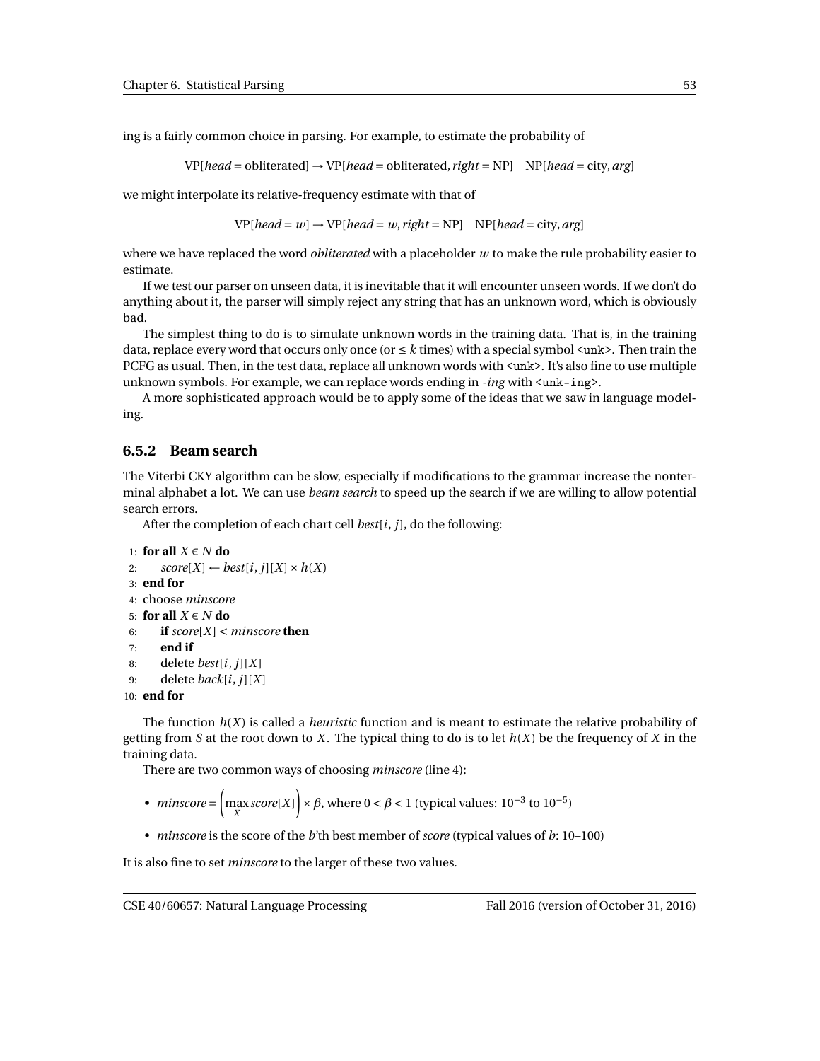ing is a fairly common choice in parsing. For example, to estimate the probability of

$$\text{VP}[head = \text{obliterated}] \rightarrow \text{VP}[head = \text{obliterated}, right = \text{NP}] \quad \text{NP}[head = \text{city}, arg]$$

we might interpolate its relative-frequency estimate with that of

$$\text{VP}[head = w] \rightarrow \text{VP}[head = w, right = \text{NP}] \quad \text{NP}[head = \text{city}, arg]$$

where we have replaced the word *obliterated* with a placeholder $w$ to make the rule probability easier to estimate.

If we test our parser on unseen data, it is inevitable that it will encounter unseen words. If we don't do anything about it, the parser will simply reject any string that has an unknown word, which is obviously bad.

The simplest thing to do is to simulate unknown words in the training data. That is, in the training data, replace every word that occurs only once (or $\leq k$ times) with a special symbol `<unk>`. Then train the PCFG as usual. Then, in the test data, replace all unknown words with `<unk>`. It's also fine to use multiple unknown symbols. For example, we can replace words ending in *-ing* with `<unk-ing>`.

A more sophisticated approach would be to apply some of the ideas that we saw in language modeling.

### 6.5.2 Beam search

The Viterbi CKY algorithm can be slow, especially if modifications to the grammar increase the nonterminal alphabet a lot. We can use *beam search* to speed up the search if we are willing to allow potential search errors.

After the completion of each chart cell $best[i, j]$, do the following:

```
1: for all X ∈ N do
2:     score[X] ← best[i, j][X] × h(X)
3: end for
4: choose minscore
5: for all X ∈ N do
6:     if score[X] < minscore then
7:     end if
8:     delete best[i, j][X]
9:     delete back[i, j][X]
10: end for
```

The function $h(X)$ is called a *heuristic* function and is meant to estimate the relative probability of getting from $S$ at the root down to $X$. The typical thing to do is to let $h(X)$ be the frequency of $X$ in the training data.

There are two common ways of choosing *minscore* (line 4):

- $minscore = \left(\max_X score[X]\right) \times \beta$, where $0 < \beta < 1$ (typical values: $10^{-3}$ to $10^{-5}$)
- *minscore* is the score of the $b$'th best member of *score* (typical values of $b$: 10–100)

It is also fine to set *minscore* to the larger of these two values.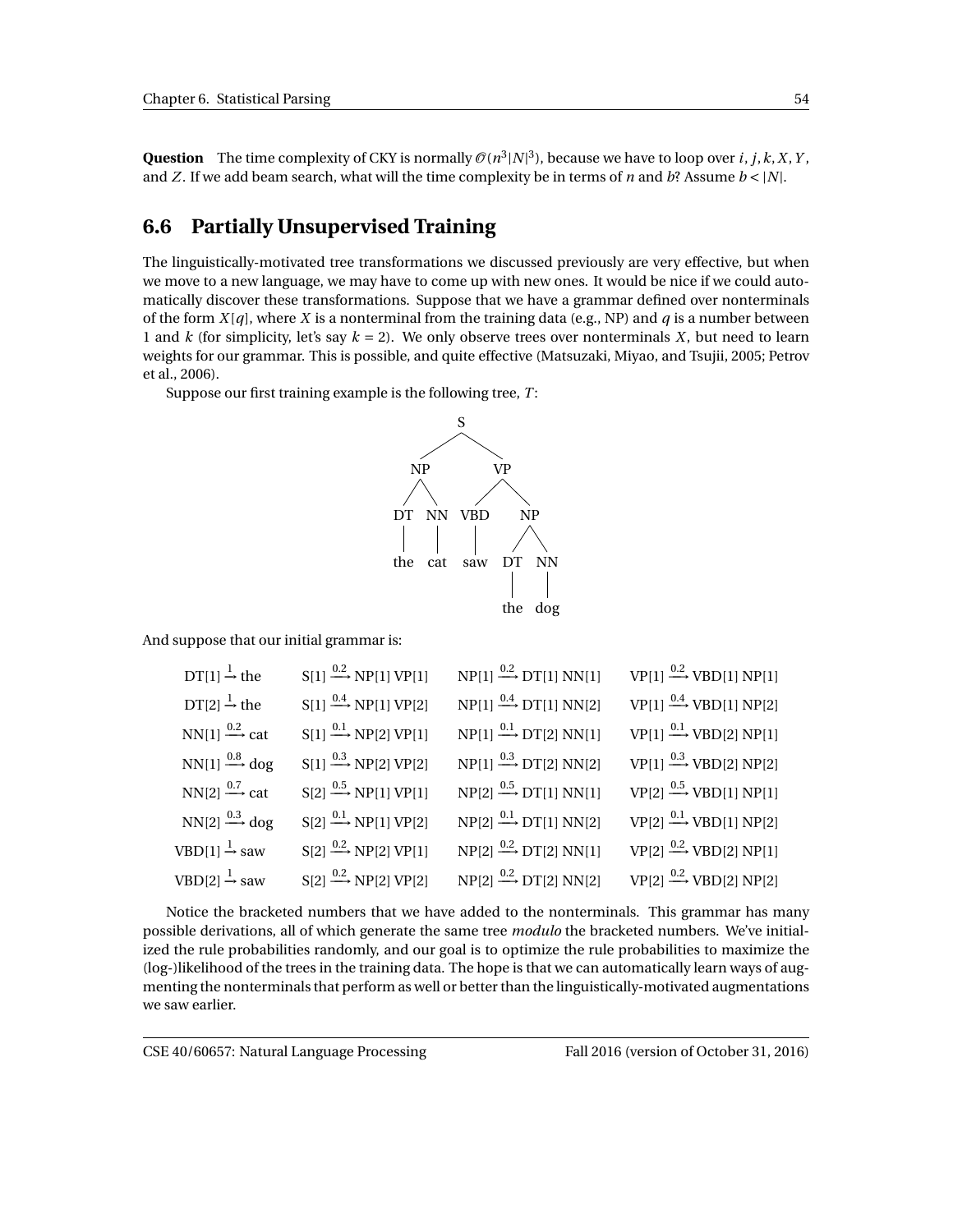**Question** The time complexity of CKY is normally $\mathcal{O}(n^3|N|^3)$, because we have to loop over $i, j, k, X, Y$, and $Z$. If we add beam search, what will the time complexity be in terms of $n$ and $b$? Assume $b < |N|$.

## 6.6 Partially Unsupervised Training

The linguistically-motivated tree transformations we discussed previously are very effective, but when we move to a new language, we may have to come up with new ones. It would be nice if we could automatically discover these transformations. Suppose that we have a grammar defined over nonterminals of the form $X[q]$, where $X$ is a nonterminal from the training data (e.g., NP) and $q$ is a number between 1 and $k$ (for simplicity, let's say $k = 2$). We only observe trees over nonterminals $X$, but need to learn weights for our grammar. This is possible, and quite effective (Matsuzaki, Miyao, and Tsujii, 2005; Petrov et al., 2006).

Suppose our first training example is the following tree, $T$:

```
              S
         /         \
       NP           VP
      /  \        /    \
    DT    NN    VBD     NP
    |     |     |      /  \
   the   cat   saw    DT   NN
                      |    |
                     the  dog
```

And suppose that our initial grammar is:

| | | | |
|---|---|---|---|
| $\text{DT[1]} \xrightarrow{1} \text{the}$ | $\text{S[1]} \xrightarrow{0.2} \text{NP[1] VP[1]}$ | $\text{NP[1]} \xrightarrow{0.2} \text{DT[1] NN[1]}$ | $\text{VP[1]} \xrightarrow{0.2} \text{VBD[1] NP[1]}$ |
| $\text{DT[2]} \xrightarrow{1} \text{the}$ | $\text{S[1]} \xrightarrow{0.4} \text{NP[1] VP[2]}$ | $\text{NP[1]} \xrightarrow{0.4} \text{DT[1] NN[2]}$ | $\text{VP[1]} \xrightarrow{0.4} \text{VBD[1] NP[2]}$ |
| $\text{NN[1]} \xrightarrow{0.2} \text{cat}$ | $\text{S[1]} \xrightarrow{0.1} \text{NP[2] VP[1]}$ | $\text{NP[1]} \xrightarrow{0.1} \text{DT[2] NN[1]}$ | $\text{VP[1]} \xrightarrow{0.1} \text{VBD[2] NP[1]}$ |
| $\text{NN[1]} \xrightarrow{0.8} \text{dog}$ | $\text{S[1]} \xrightarrow{0.3} \text{NP[2] VP[2]}$ | $\text{NP[1]} \xrightarrow{0.3} \text{DT[2] NN[2]}$ | $\text{VP[1]} \xrightarrow{0.3} \text{VBD[2] NP[2]}$ |
| $\text{NN[2]} \xrightarrow{0.7} \text{cat}$ | $\text{S[2]} \xrightarrow{0.5} \text{NP[1] VP[1]}$ | $\text{NP[2]} \xrightarrow{0.5} \text{DT[1] NN[1]}$ | $\text{VP[2]} \xrightarrow{0.5} \text{VBD[1] NP[1]}$ |
| $\text{NN[2]} \xrightarrow{0.3} \text{dog}$ | $\text{S[2]} \xrightarrow{0.1} \text{NP[1] VP[2]}$ | $\text{NP[2]} \xrightarrow{0.1} \text{DT[1] NN[2]}$ | $\text{VP[2]} \xrightarrow{0.1} \text{VBD[1] NP[2]}$ |
| $\text{VBD[1]} \xrightarrow{1} \text{saw}$ | $\text{S[2]} \xrightarrow{0.2} \text{NP[2] VP[1]}$ | $\text{NP[2]} \xrightarrow{0.2} \text{DT[2] NN[1]}$ | $\text{VP[2]} \xrightarrow{0.2} \text{VBD[2] NP[1]}$ |
| $\text{VBD[2]} \xrightarrow{1} \text{saw}$ | $\text{S[2]} \xrightarrow{0.2} \text{NP[2] VP[2]}$ | $\text{NP[2]} \xrightarrow{0.2} \text{DT[2] NN[2]}$ | $\text{VP[2]} \xrightarrow{0.2} \text{VBD[2] NP[2]}$ |

Notice the bracketed numbers that we have added to the nonterminals. This grammar has many possible derivations, all of which generate the same tree *modulo* the bracketed numbers. We've initialized the rule probabilities randomly, and our goal is to optimize the rule probabilities to maximize the (log-)likelihood of the trees in the training data. The hope is that we can automatically learn ways of augmenting the nonterminals that perform as well or better than the linguistically-motivated augmentations we saw earlier.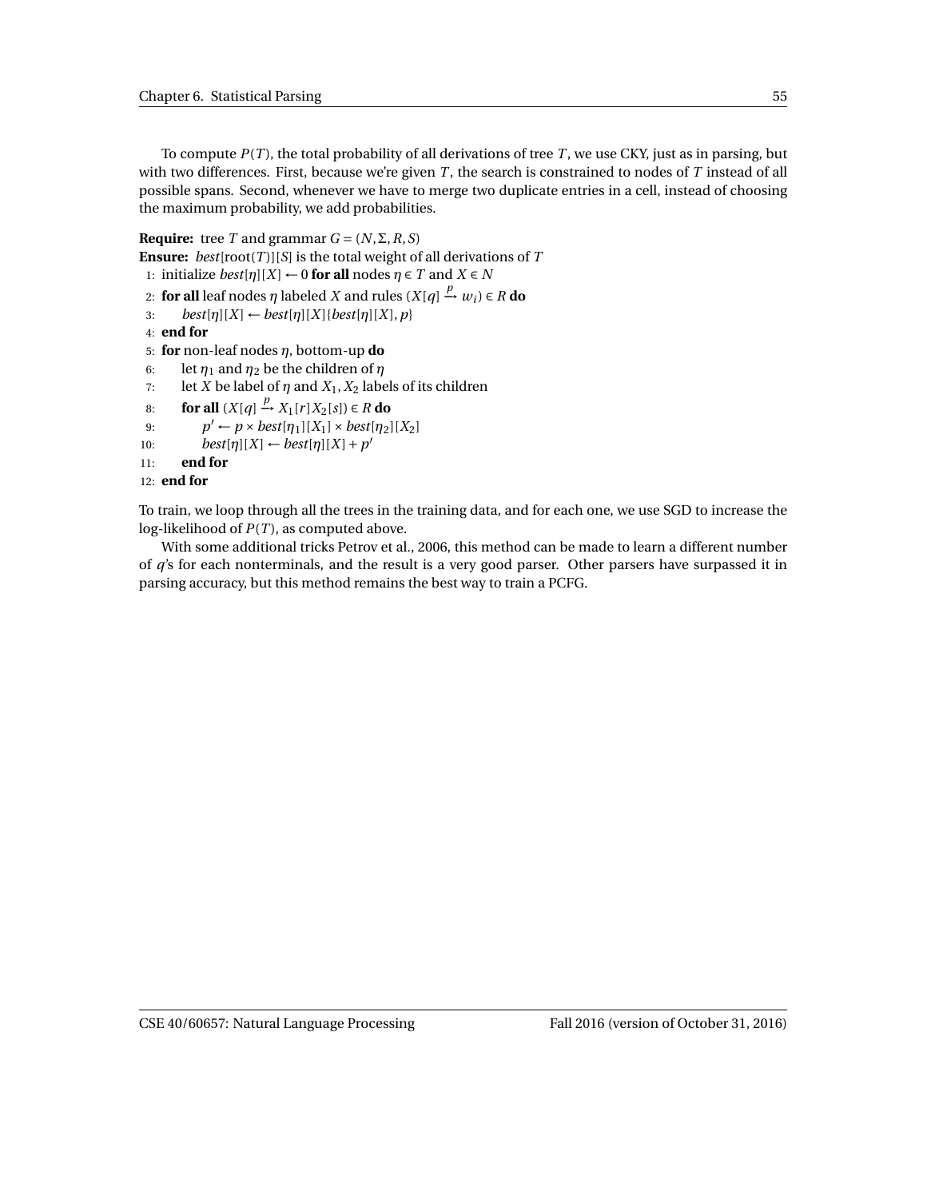To compute $P(T)$, the total probability of all derivations of tree $T$, we use CKY, just as in parsing, but with two differences. First, because we're given $T$, the search is constrained to nodes of $T$ instead of all possible spans. Second, whenever we have to merge two duplicate entries in a cell, instead of choosing the maximum probability, we add probabilities.

**Require:** tree $T$ and grammar $G = (N, \Sigma, R, S)$
**Ensure:** $best[\text{root}(T)][S]$ is the total weight of all derivations of $T$

```
 1: initialize best[η][X] ← 0 for all nodes η ∈ T and X ∈ N
 2: for all leaf nodes η labeled X and rules (X[q] –p→ w_i) ∈ R do
 3:     best[η][X] ← best[η][X]{best[η][X], p}
 4: end for
 5: for non-leaf nodes η, bottom-up do
 6:     let η_1 and η_2 be the children of η
 7:     let X be label of η and X_1, X_2 labels of its children
 8:     for all (X[q] –p→ X_1[r] X_2[s]) ∈ R do
 9:         p' ← p × best[η_1][X_1] × best[η_2][X_2]
10:         best[η][X] ← best[η][X] + p'
11:     end for
12: end for
```

To train, we loop through all the trees in the training data, and for each one, we use SGD to increase the log-likelihood of $P(T)$, as computed above.

With some additional tricks Petrov et al., 2006, this method can be made to learn a different number of $q$'s for each nonterminals, and the result is a very good parser. Other parsers have surpassed it in parsing accuracy, but this method remains the best way to train a PCFG.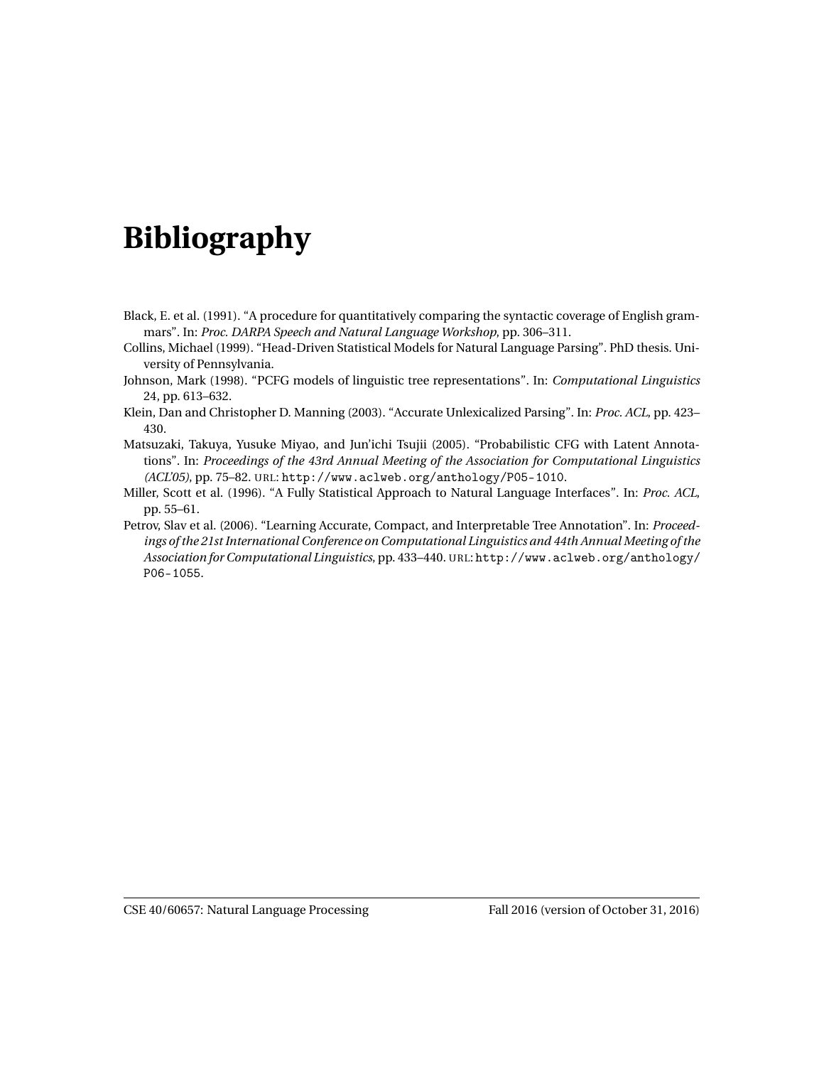# Bibliography

Black, E. et al. (1991). “A procedure for quantitatively comparing the syntactic coverage of English grammars”. In: *Proc. DARPA Speech and Natural Language Workshop*, pp. 306–311.

Collins, Michael (1999). “Head-Driven Statistical Models for Natural Language Parsing”. PhD thesis. University of Pennsylvania.

Johnson, Mark (1998). “PCFG models of linguistic tree representations”. In: *Computational Linguistics* 24, pp. 613–632.

Klein, Dan and Christopher D. Manning (2003). “Accurate Unlexicalized Parsing”. In: *Proc. ACL*, pp. 423–430.

Matsuzaki, Takuya, Yusuke Miyao, and Jun’ichi Tsujii (2005). “Probabilistic CFG with Latent Annotations”. In: *Proceedings of the 43rd Annual Meeting of the Association for Computational Linguistics (ACL’05)*, pp. 75–82. URL: `http://www.aclweb.org/anthology/P05-1010`.

Miller, Scott et al. (1996). “A Fully Statistical Approach to Natural Language Interfaces”. In: *Proc. ACL*, pp. 55–61.

Petrov, Slav et al. (2006). “Learning Accurate, Compact, and Interpretable Tree Annotation”. In: *Proceedings of the 21st International Conference on Computational Linguistics and 44th Annual Meeting of the Association for Computational Linguistics*, pp. 433–440. URL: `http://www.aclweb.org/anthology/P06-1055`.